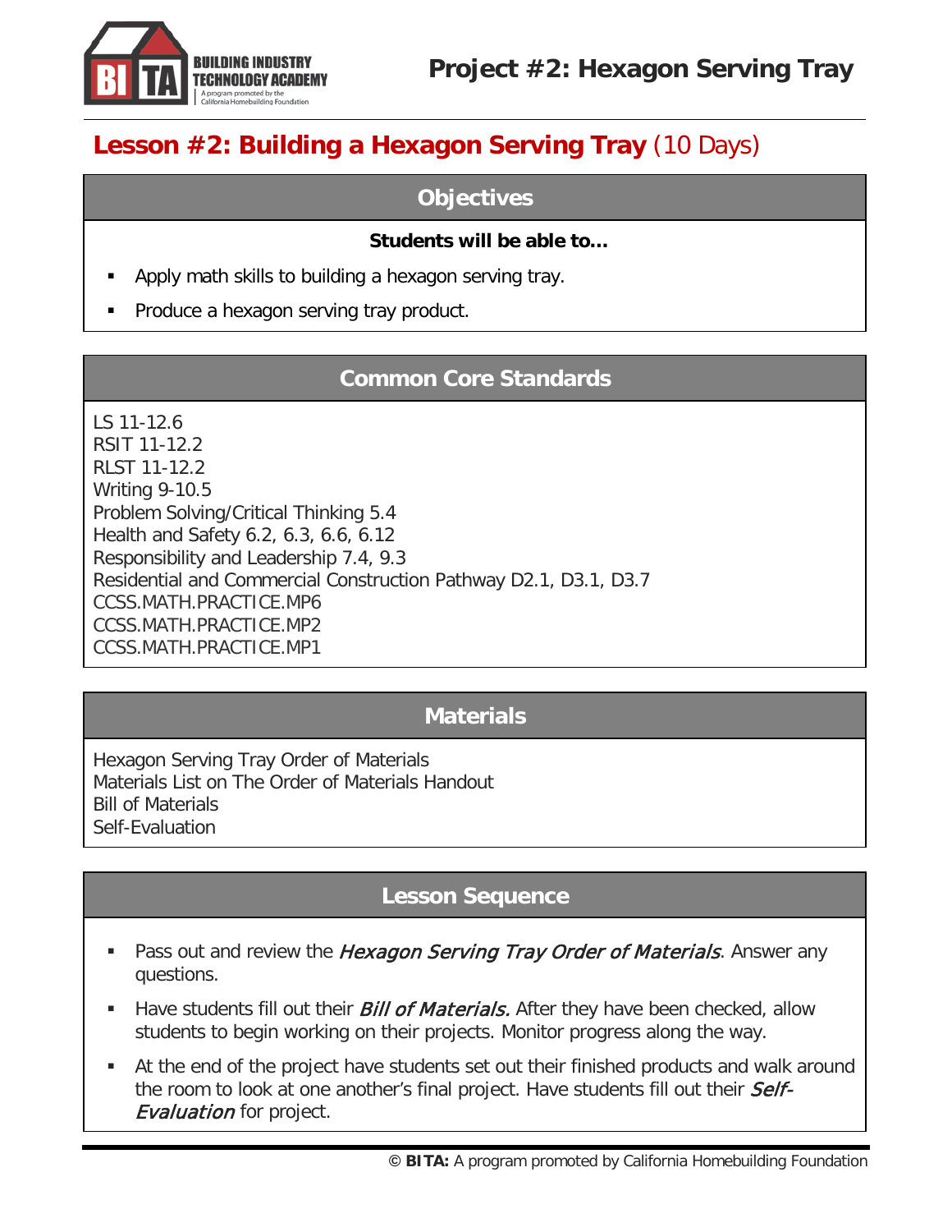# Project #2: Hexagon Serving Tray

## Lesson #2: Building a Hexagon Serving Tray (10 Days)

### Objectives

**Students will be able to…**

- Apply math skills to building a hexagon serving tray.
- Produce a hexagon serving tray product.

### Common Core Standards

LS 11-12.6
RSIT 11-12.2
RLST 11-12.2
Writing 9-10.5
Problem Solving/Critical Thinking 5.4
Health and Safety 6.2, 6.3, 6.6, 6.12
Responsibility and Leadership 7.4, 9.3
Residential and Commercial Construction Pathway D2.1, D3.1, D3.7
CCSS.MATH.PRACTICE.MP6
CCSS.MATH.PRACTICE.MP2
CCSS.MATH.PRACTICE.MP1

### Materials

Hexagon Serving Tray Order of Materials
Materials List on The Order of Materials Handout
Bill of Materials
Self-Evaluation

### Lesson Sequence

- Pass out and review the *Hexagon Serving Tray Order of Materials*. Answer any questions.
- Have students fill out their *Bill of Materials.* After they have been checked, allow students to begin working on their projects. Monitor progress along the way.
- At the end of the project have students set out their finished products and walk around the room to look at one another's final project. Have students fill out their *Self-Evaluation* for project.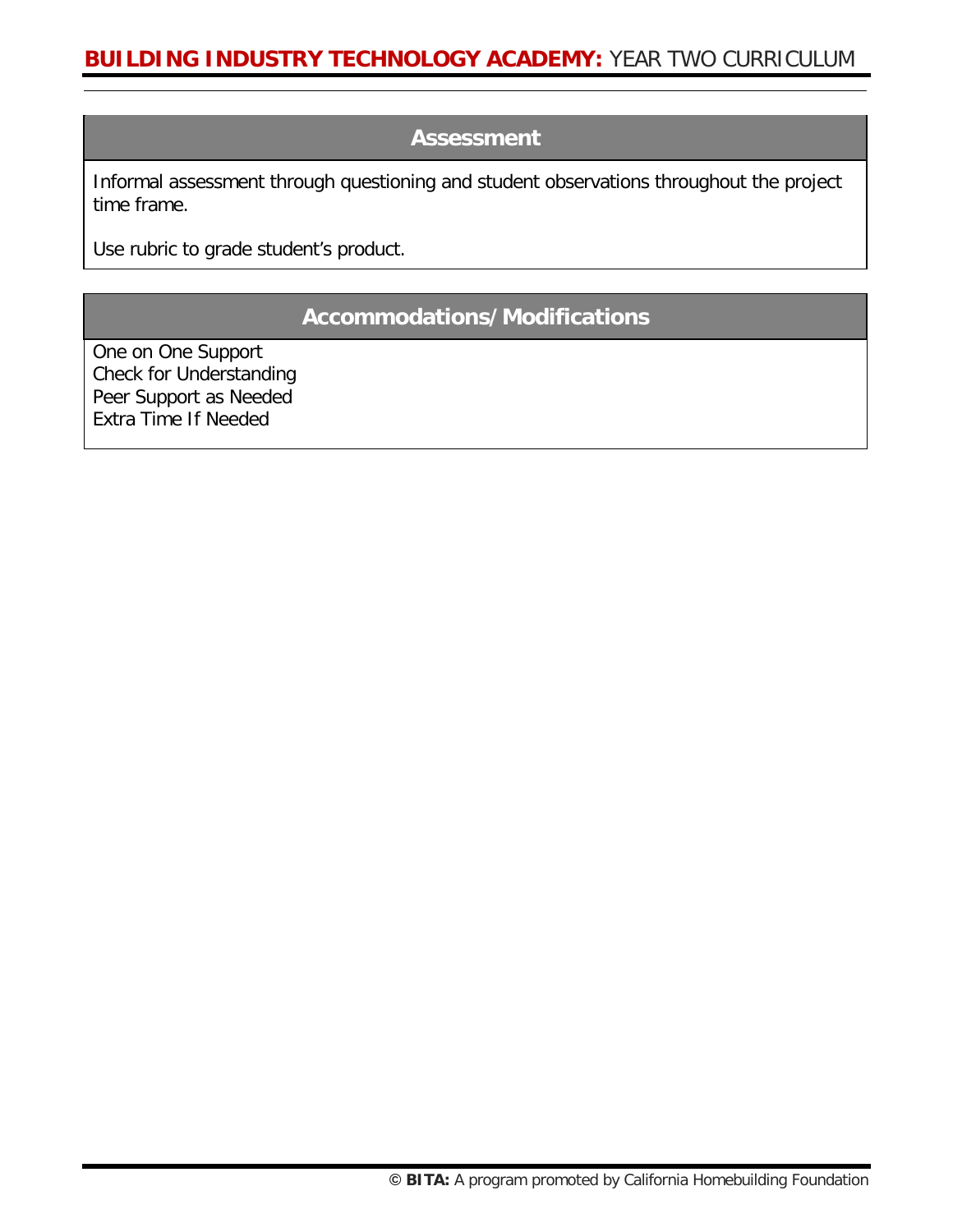## Assessment

Informal assessment through questioning and student observations throughout the project time frame.

Use rubric to grade student's product.

## Accommodations/Modifications

One on One Support
Check for Understanding
Peer Support as Needed
Extra Time If Needed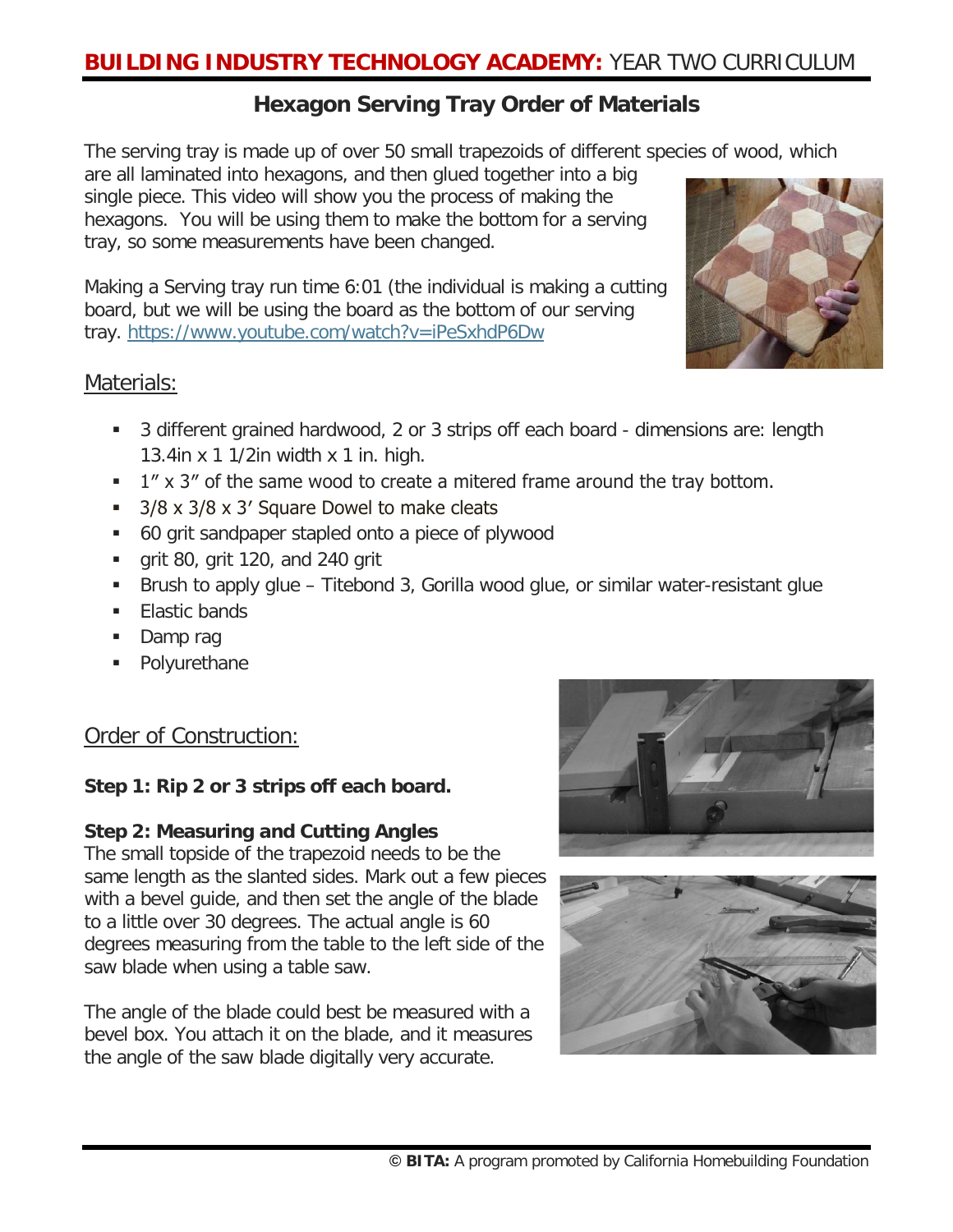## Hexagon Serving Tray Order of Materials

The serving tray is made up of over 50 small trapezoids of different species of wood, which are all laminated into hexagons, and then glued together into a big single piece. This video will show you the process of making the hexagons. You will be using them to make the bottom for a serving tray, so some measurements have been changed.

Making a Serving tray run time 6:01 (the individual is making a cutting board, but we will be using the board as the bottom of our serving tray. https://www.youtube.com/watch?v=iPeSxhdP6Dw

### Materials:

- 3 different grained hardwood, 2 or 3 strips off each board - dimensions are: length 13.4in x 1 1/2in width x 1 in. high.
- 1" x 3" of the same wood to create a mitered frame around the tray bottom.
- 3/8 x 3/8 x 3' Square Dowel to make cleats
- 60 grit sandpaper stapled onto a piece of plywood
- grit 80, grit 120, and 240 grit
- Brush to apply glue – Titebond 3, Gorilla wood glue, or similar water-resistant glue
- Elastic bands
- Damp rag
- Polyurethane

### Order of Construction:

**Step 1: Rip 2 or 3 strips off each board.**

**Step 2: Measuring and Cutting Angles**

The small topside of the trapezoid needs to be the same length as the slanted sides. Mark out a few pieces with a bevel guide, and then set the angle of the blade to a little over 30 degrees. The actual angle is 60 degrees measuring from the table to the left side of the saw blade when using a table saw.

The angle of the blade could best be measured with a bevel box. You attach it on the blade, and it measures the angle of the saw blade digitally very accurate.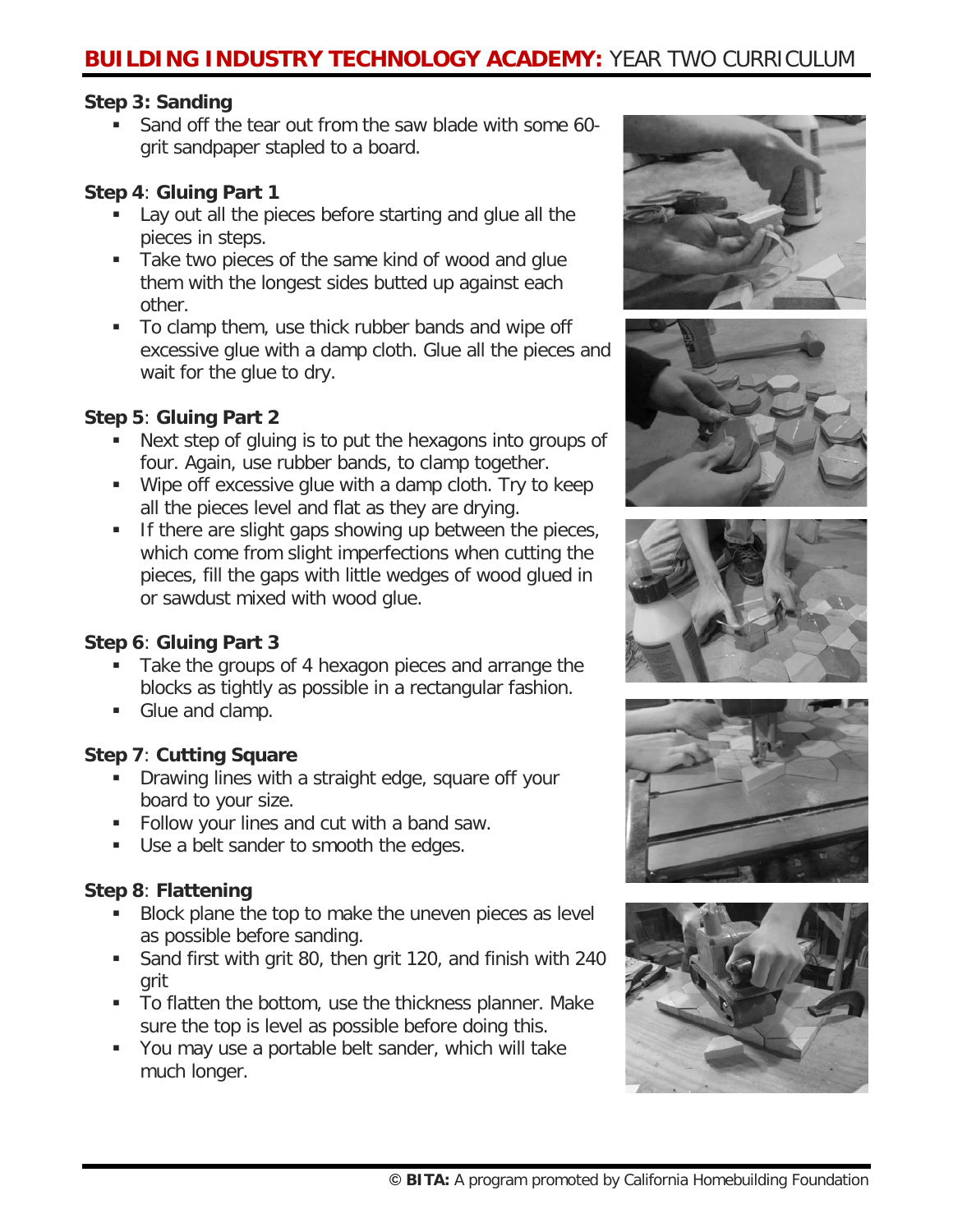### Step 3: Sanding

- Sand off the tear out from the saw blade with some 60-grit sandpaper stapled to a board.

### Step 4: Gluing Part 1

- Lay out all the pieces before starting and glue all the pieces in steps.
- Take two pieces of the same kind of wood and glue them with the longest sides butted up against each other.
- To clamp them, use thick rubber bands and wipe off excessive glue with a damp cloth. Glue all the pieces and wait for the glue to dry.

### Step 5: Gluing Part 2

- Next step of gluing is to put the hexagons into groups of four. Again, use rubber bands, to clamp together.
- Wipe off excessive glue with a damp cloth. Try to keep all the pieces level and flat as they are drying.
- If there are slight gaps showing up between the pieces, which come from slight imperfections when cutting the pieces, fill the gaps with little wedges of wood glued in or sawdust mixed with wood glue.

### Step 6: Gluing Part 3

- Take the groups of 4 hexagon pieces and arrange the blocks as tightly as possible in a rectangular fashion.
- Glue and clamp.

### Step 7: Cutting Square

- Drawing lines with a straight edge, square off your board to your size.
- Follow your lines and cut with a band saw.
- Use a belt sander to smooth the edges.

### Step 8: Flattening

- Block plane the top to make the uneven pieces as level as possible before sanding.
- Sand first with grit 80, then grit 120, and finish with 240 grit
- To flatten the bottom, use the thickness planner. Make sure the top is level as possible before doing this.
- You may use a portable belt sander, which will take much longer.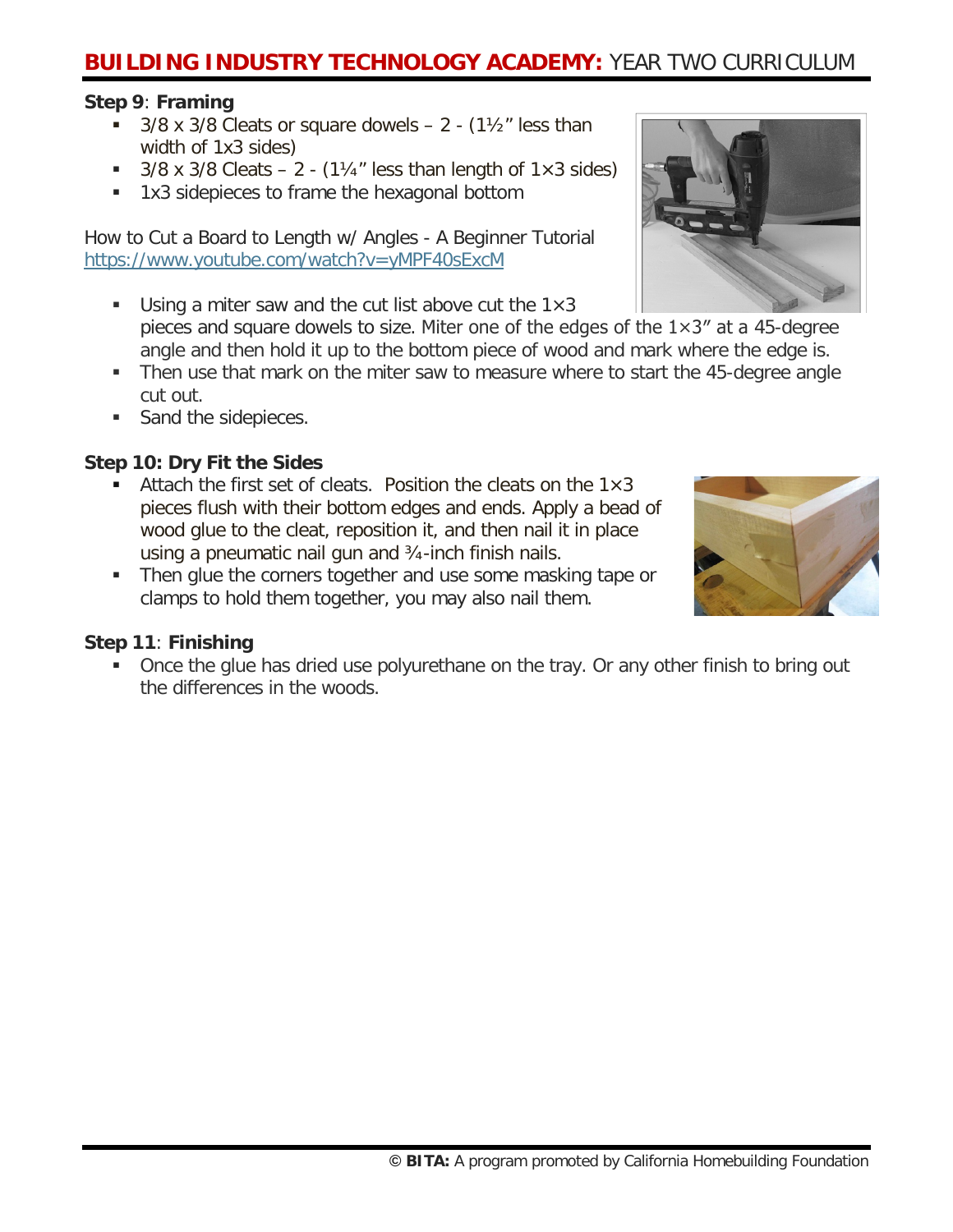**Step 9**: **Framing**

- 3/8 x 3/8 Cleats or square dowels – 2 - (1½" less than width of 1x3 sides)
- 3/8 x 3/8 Cleats – 2 - (1¼" less than length of 1×3 sides)
- 1x3 sidepieces to frame the hexagonal bottom

How to Cut a Board to Length w/ Angles - A Beginner Tutorial
https://www.youtube.com/watch?v=yMPF40sExcM

- Using a miter saw and the cut list above cut the 1×3 pieces and square dowels to size. Miter one of the edges of the 1×3" at a 45-degree angle and then hold it up to the bottom piece of wood and mark where the edge is.
- Then use that mark on the miter saw to measure where to start the 45-degree angle cut out.
- Sand the sidepieces.

**Step 10: Dry Fit the Sides**

- Attach the first set of cleats. Position the cleats on the 1×3 pieces flush with their bottom edges and ends. Apply a bead of wood glue to the cleat, reposition it, and then nail it in place using a pneumatic nail gun and ¾-inch finish nails.
- Then glue the corners together and use some masking tape or clamps to hold them together, you may also nail them.

**Step 11**: **Finishing**

- Once the glue has dried use polyurethane on the tray. Or any other finish to bring out the differences in the woods.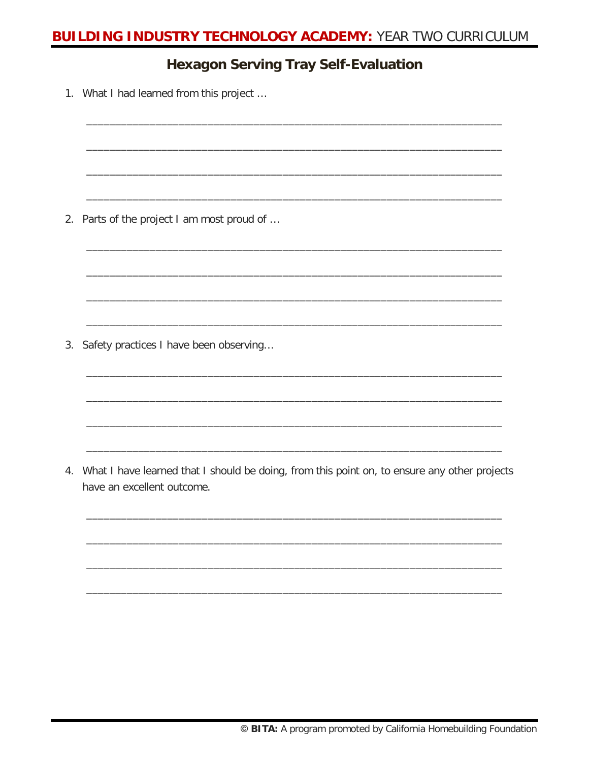## Hexagon Serving Tray Self-Evaluation

1. What I had learned from this project …

   ______________________________________________________________________

   ______________________________________________________________________

   ______________________________________________________________________

   ______________________________________________________________________

2. Parts of the project I am most proud of …

   ______________________________________________________________________

   ______________________________________________________________________

   ______________________________________________________________________

   ______________________________________________________________________

3. Safety practices I have been observing…

   ______________________________________________________________________

   ______________________________________________________________________

   ______________________________________________________________________

   ______________________________________________________________________

4. What I have learned that I should be doing, from this point on, to ensure any other projects have an excellent outcome.

   ______________________________________________________________________

   ______________________________________________________________________

   ______________________________________________________________________

   ______________________________________________________________________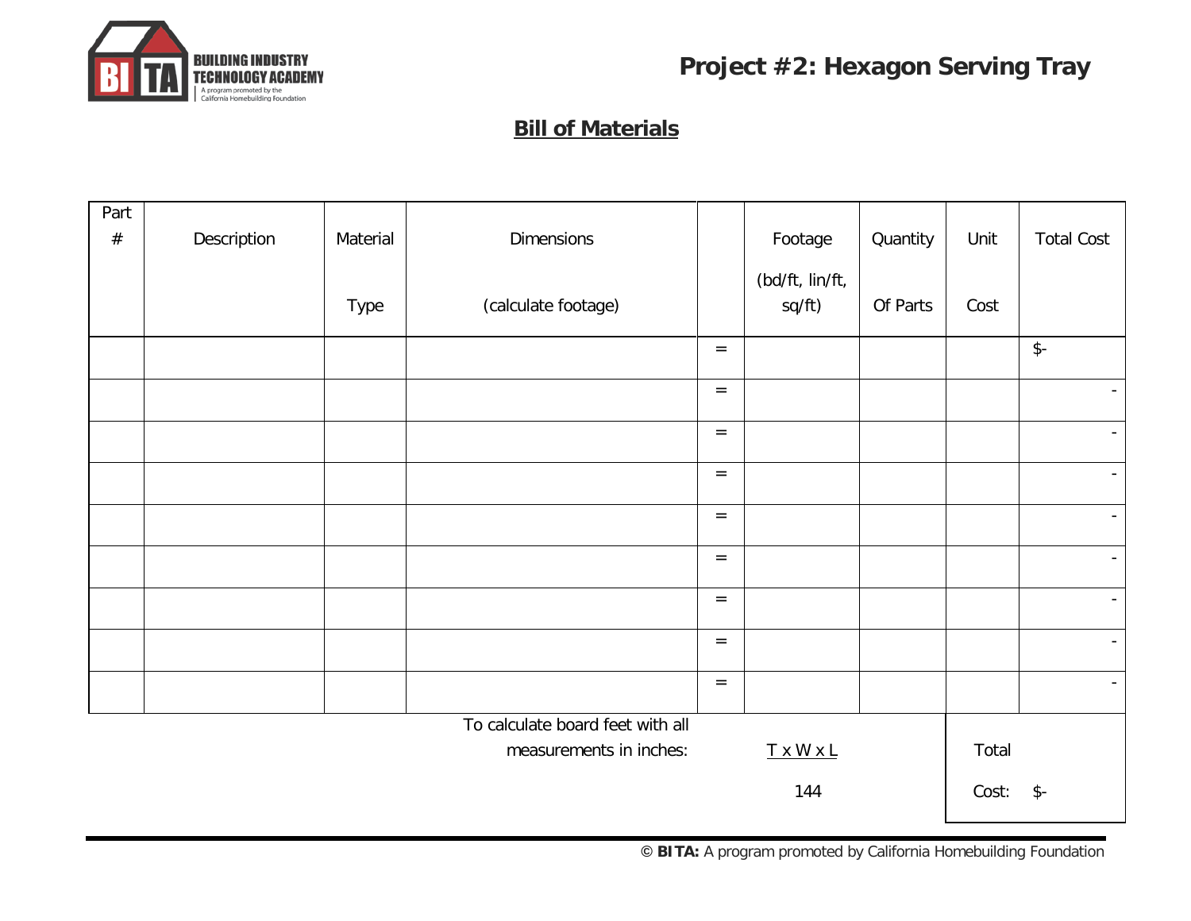BUILDING INDUSTRY TECHNOLOGY ACADEMY

A program promoted by the California Homebuilding Foundation

# Project #2: Hexagon Serving Tray

## Bill of Materials

| Part # | Description | Material Type | Dimensions (calculate footage) | | Footage (bd/ft, lin/ft, sq/ft) | Quantity Of Parts | Unit Cost | Total Cost |
|---|---|---|---|---|---|---|---|---|
| | | | | = | | | | $- |
| | | | | = | | | | - |
| | | | | = | | | | - |
| | | | | = | | | | - |
| | | | | = | | | | - |
| | | | | = | | | | - |
| | | | | = | | | | - |
| | | | | = | | | | - |
| | | | | = | | | | - |

To calculate board feet with all measurements in inches: $\frac{T \times W \times L}{144}$

Total Cost: $-

© **BITA:** A program promoted by California Homebuilding Foundation